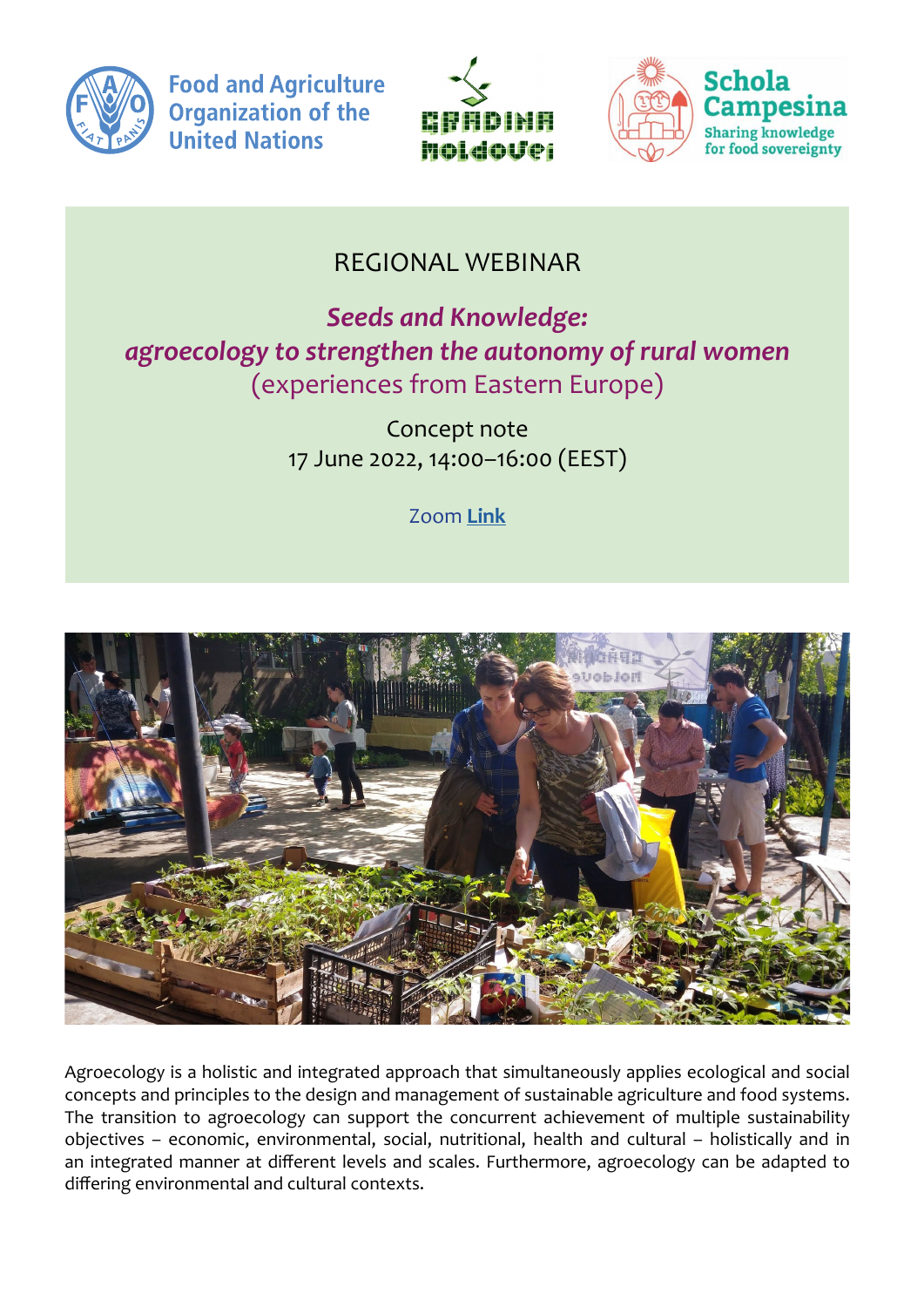Food and Agriculture Organization of the United Nations

Grădina Moldovei

Schola Campesina
Sharing knowledge for food sovereignty

# REGIONAL WEBINAR

## *Seeds and Knowledge: agroecology to strengthen the autonomy of rural women*
## (experiences from Eastern Europe)

Concept note
17 June 2022, 14:00–16:00 (EEST)

Zoom **Link**

Agroecology is a holistic and integrated approach that simultaneously applies ecological and social concepts and principles to the design and management of sustainable agriculture and food systems. The transition to agroecology can support the concurrent achievement of multiple sustainability objectives – economic, environmental, social, nutritional, health and cultural – holistically and in an integrated manner at different levels and scales. Furthermore, agroecology can be adapted to differing environmental and cultural contexts.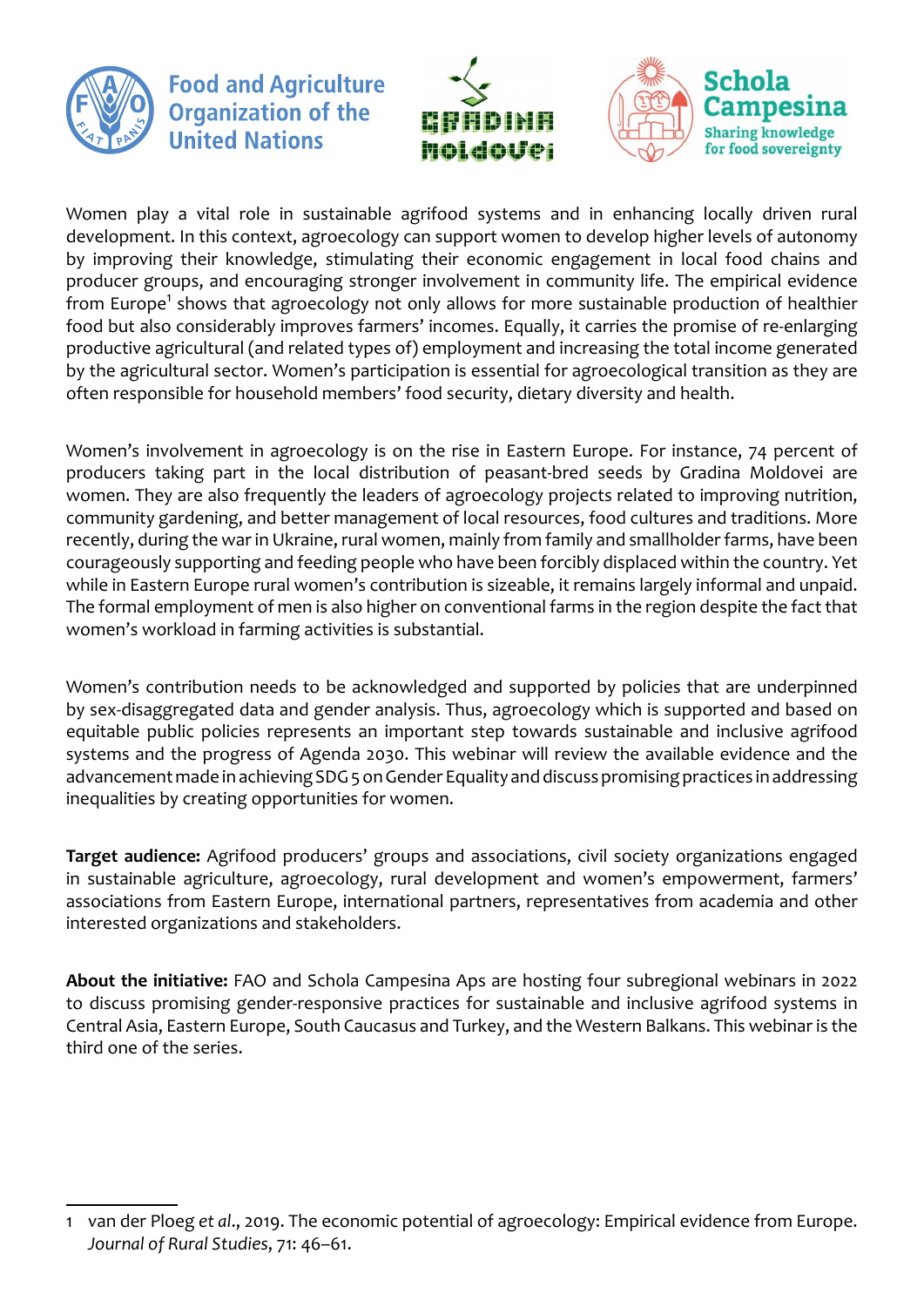Food and Agriculture Organization of the United Nations

Gradina Moldovei

Schola Campesina
Sharing knowledge for food sovereignty

Women play a vital role in sustainable agrifood systems and in enhancing locally driven rural development. In this context, agroecology can support women to develop higher levels of autonomy by improving their knowledge, stimulating their economic engagement in local food chains and producer groups, and encouraging stronger involvement in community life. The empirical evidence from Europe[1] shows that agroecology not only allows for more sustainable production of healthier food but also considerably improves farmers' incomes. Equally, it carries the promise of re-enlarging productive agricultural (and related types of) employment and increasing the total income generated by the agricultural sector. Women's participation is essential for agroecological transition as they are often responsible for household members' food security, dietary diversity and health.

Women's involvement in agroecology is on the rise in Eastern Europe. For instance, 74 percent of producers taking part in the local distribution of peasant-bred seeds by Gradina Moldovei are women. They are also frequently the leaders of agroecology projects related to improving nutrition, community gardening, and better management of local resources, food cultures and traditions. More recently, during the war in Ukraine, rural women, mainly from family and smallholder farms, have been courageously supporting and feeding people who have been forcibly displaced within the country. Yet while in Eastern Europe rural women's contribution is sizeable, it remains largely informal and unpaid. The formal employment of men is also higher on conventional farms in the region despite the fact that women's workload in farming activities is substantial.

Women's contribution needs to be acknowledged and supported by policies that are underpinned by sex-disaggregated data and gender analysis. Thus, agroecology which is supported and based on equitable public policies represents an important step towards sustainable and inclusive agrifood systems and the progress of Agenda 2030. This webinar will review the available evidence and the advancement made in achieving SDG 5 on Gender Equality and discuss promising practices in addressing inequalities by creating opportunities for women.

**Target audience:** Agrifood producers' groups and associations, civil society organizations engaged in sustainable agriculture, agroecology, rural development and women's empowerment, farmers' associations from Eastern Europe, international partners, representatives from academia and other interested organizations and stakeholders.

**About the initiative:** FAO and Schola Campesina Aps are hosting four subregional webinars in 2022 to discuss promising gender-responsive practices for sustainable and inclusive agrifood systems in Central Asia, Eastern Europe, South Caucasus and Turkey, and the Western Balkans. This webinar is the third one of the series.

---

1 van der Ploeg *et al*., 2019. The economic potential of agroecology: Empirical evidence from Europe. *Journal of Rural Studies*, 71: 46–61.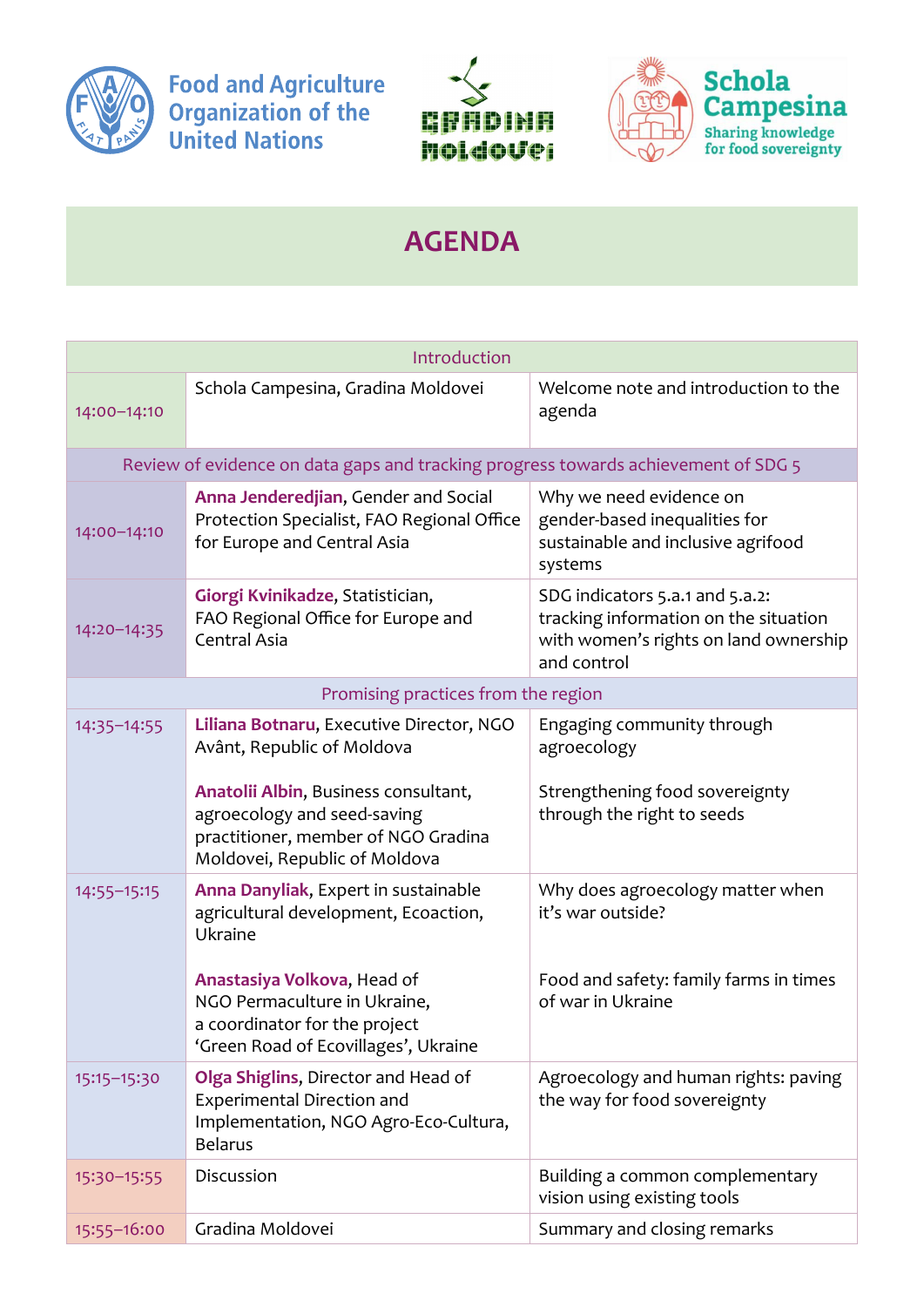Food and Agriculture Organization of the United Nations

Gradina Moldovei

Schola Campesina
Sharing knowledge for food sovereignty

# AGENDA

| | | |
|---|---|---|
| Introduction | | |
| 14:00–14:10 | Schola Campesina, Gradina Moldovei | Welcome note and introduction to the agenda |
| Review of evidence on data gaps and tracking progress towards achievement of SDG 5 | | |
| 14:00–14:10 | **Anna Jenderedjian**, Gender and Social Protection Specialist, FAO Regional Office for Europe and Central Asia | Why we need evidence on gender-based inequalities for sustainable and inclusive agrifood systems |
| 14:20–14:35 | **Giorgi Kvinikadze**, Statistician, FAO Regional Office for Europe and Central Asia | SDG indicators 5.a.1 and 5.a.2: tracking information on the situation with women's rights on land ownership and control |
| Promising practices from the region | | |
| 14:35–14:55 | **Liliana Botnaru**, Executive Director, NGO Avânt, Republic of Moldova<br><br>**Anatolii Albin**, Business consultant, agroecology and seed-saving practitioner, member of NGO Gradina Moldovei, Republic of Moldova | Engaging community through agroecology<br><br>Strengthening food sovereignty through the right to seeds |
| 14:55–15:15 | **Anna Danyliak**, Expert in sustainable agricultural development, Ecoaction, Ukraine<br><br>**Anastasiya Volkova**, Head of NGO Permaculture in Ukraine, a coordinator for the project 'Green Road of Ecovillages', Ukraine | Why does agroecology matter when it's war outside?<br><br>Food and safety: family farms in times of war in Ukraine |
| 15:15–15:30 | **Olga Shiglins**, Director and Head of Experimental Direction and Implementation, NGO Agro-Eco-Cultura, Belarus | Agroecology and human rights: paving the way for food sovereignty |
| 15:30–15:55 | Discussion | Building a common complementary vision using existing tools |
| 15:55–16:00 | Gradina Moldovei | Summary and closing remarks |